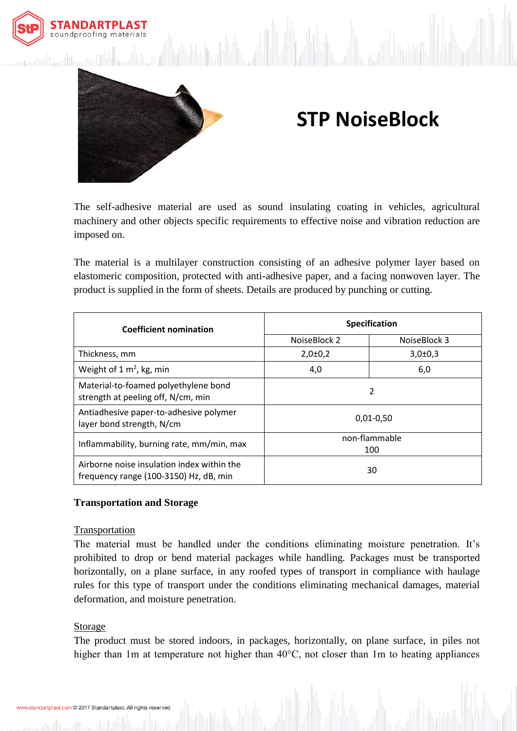# STP NoiseBlock

The self-adhesive material are used as sound insulating coating in vehicles, agricultural machinery and other objects specific requirements to effective noise and vibration reduction are imposed on.

The material is a multilayer construction consisting of an adhesive polymer layer based on elastomeric composition, protected with anti-adhesive paper, and a facing nonwoven layer. The product is supplied in the form of sheets. Details are produced by punching or cutting.

| Coefficient nomination | Specification | |
|---|---|---|
| | NoiseBlock 2 | NoiseBlock 3 |
| Thickness, mm | 2,0±0,2 | 3,0±0,3 |
| Weight of 1 $m^2$, kg, min | 4,0 | 6,0 |
| Material-to-foamed polyethylene bond strength at peeling off, N/cm, min | 2 | |
| Antiadhesive paper-to-adhesive polymer layer bond strength, N/cm | 0,01-0,50 | |
| Inflammability, burning rate, mm/min, max | non-flammable 100 | |
| Airborne noise insulation index within the frequency range (100-3150) Hz, dB, min | 30 | |

### Transportation and Storage

Transportation

The material must be handled under the conditions eliminating moisture penetration. It's prohibited to drop or bend material packages while handling. Packages must be transported horizontally, on a plane surface, in any roofed types of transport in compliance with haulage rules for this type of transport under the conditions eliminating mechanical damages, material deformation, and moisture penetration.

Storage

The product must be stored indoors, in packages, horizontally, on plane surface, in piles not higher than 1m at temperature not higher than 40°C, not closer than 1m to heating appliances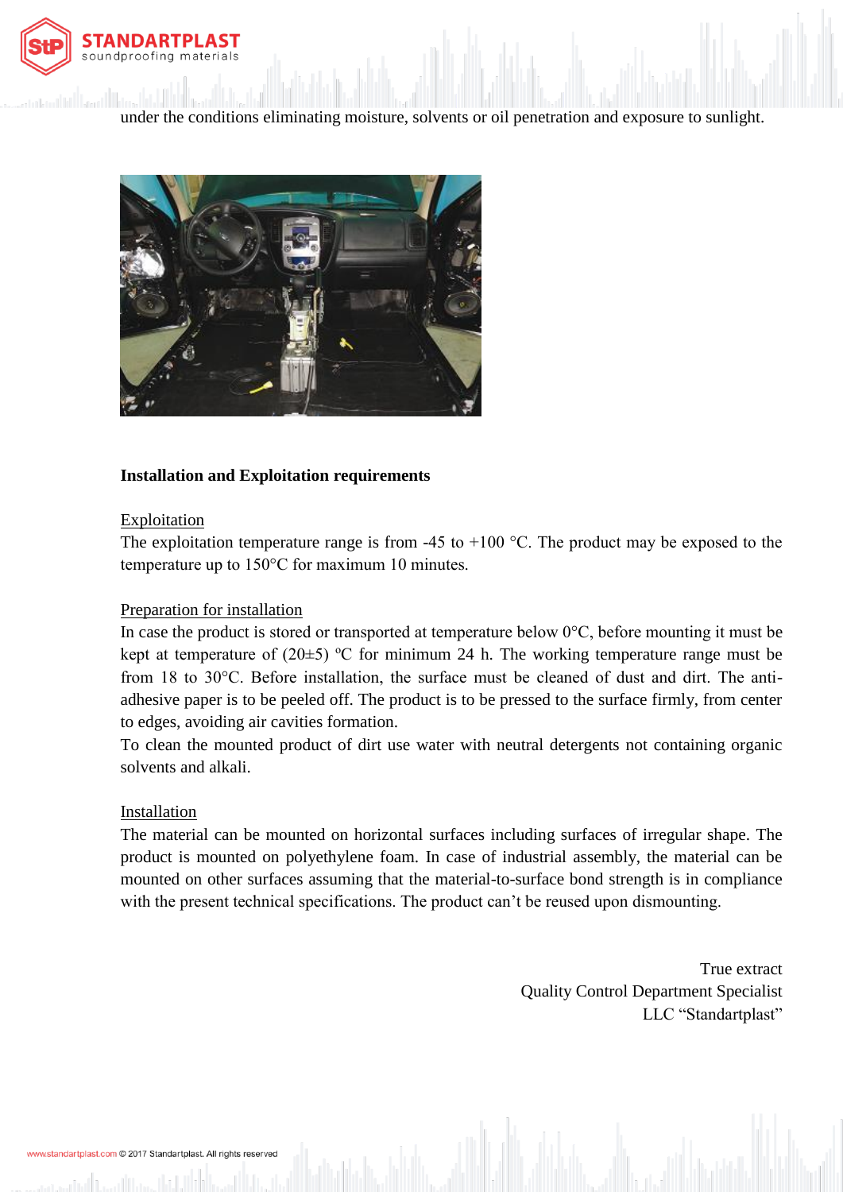under the conditions eliminating moisture, solvents or oil penetration and exposure to sunlight.

**Installation and Exploitation requirements**

Exploitation

The exploitation temperature range is from -45 to +100 °C. The product may be exposed to the temperature up to 150°C for maximum 10 minutes.

Preparation for installation

In case the product is stored or transported at temperature below 0°C, before mounting it must be kept at temperature of (20±5) ºC for minimum 24 h. The working temperature range must be from 18 to 30°C. Before installation, the surface must be cleaned of dust and dirt. The anti-adhesive paper is to be peeled off. The product is to be pressed to the surface firmly, from center to edges, avoiding air cavities formation.

To clean the mounted product of dirt use water with neutral detergents not containing organic solvents and alkali.

Installation

The material can be mounted on horizontal surfaces including surfaces of irregular shape. The product is mounted on polyethylene foam. In case of industrial assembly, the material can be mounted on other surfaces assuming that the material-to-surface bond strength is in compliance with the present technical specifications. The product can't be reused upon dismounting.

True extract
Quality Control Department Specialist
LLC "Standartplast"